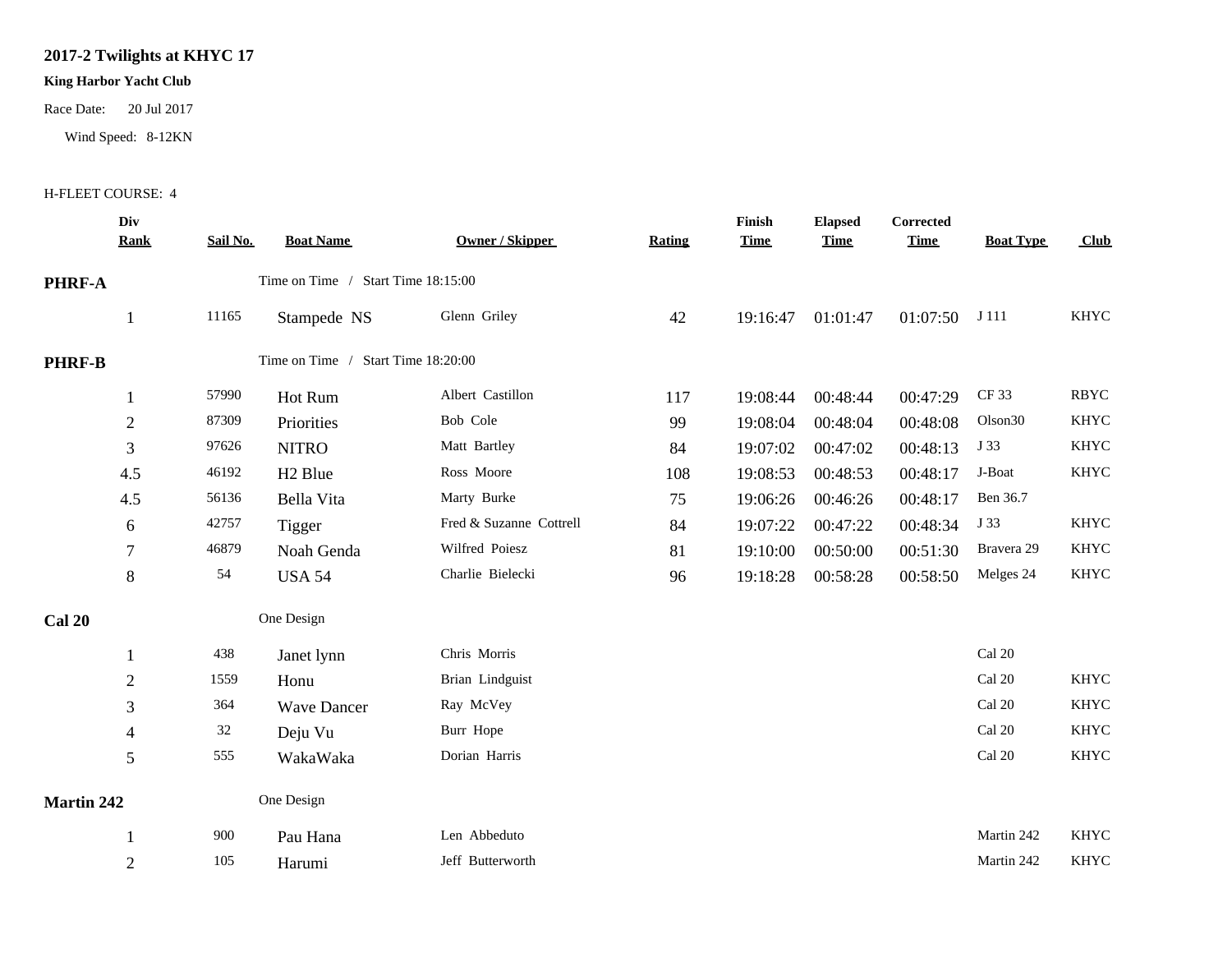# 2017-2 Twilights at KHYC 17

**King Harbor Yacht Club**

Race Date: 20 Jul 2017

Wind Speed: 8-12KN

H-FLEET COURSE: 4

| Div Rank | Sail No. | Boat Name | Owner / Skipper | Rating | Finish Time | Elapsed Time | Corrected Time | Boat Type | Club |
|---|---|---|---|---|---|---|---|---|---|
| **PHRF-A** | | Time on Time / Start Time 18:15:00 | | | | | | | |
| 1 | 11165 | Stampede NS | Glenn Griley | 42 | 19:16:47 | 01:01:47 | 01:07:50 | J 111 | KHYC |
| **PHRF-B** | | Time on Time / Start Time 18:20:00 | | | | | | | |
| 1 | 57990 | Hot Rum | Albert Castillon | 117 | 19:08:44 | 00:48:44 | 00:47:29 | CF 33 | RBYC |
| 2 | 87309 | Priorities | Bob Cole | 99 | 19:08:04 | 00:48:04 | 00:48:08 | Olson30 | KHYC |
| 3 | 97626 | NITRO | Matt Bartley | 84 | 19:07:02 | 00:47:02 | 00:48:13 | J 33 | KHYC |
| 4.5 | 46192 | H2 Blue | Ross Moore | 108 | 19:08:53 | 00:48:53 | 00:48:17 | J-Boat | KHYC |
| 4.5 | 56136 | Bella Vita | Marty Burke | 75 | 19:06:26 | 00:46:26 | 00:48:17 | Ben 36.7 | |
| 6 | 42757 | Tigger | Fred & Suzanne Cottrell | 84 | 19:07:22 | 00:47:22 | 00:48:34 | J 33 | KHYC |
| 7 | 46879 | Noah Genda | Wilfred Poiesz | 81 | 19:10:00 | 00:50:00 | 00:51:30 | Bravera 29 | KHYC |
| 8 | 54 | USA 54 | Charlie Bielecki | 96 | 19:18:28 | 00:58:28 | 00:58:50 | Melges 24 | KHYC |
| **Cal 20** | | One Design | | | | | | | |
| 1 | 438 | Janet lynn | Chris Morris | | | | | Cal 20 | |
| 2 | 1559 | Honu | Brian Lindguist | | | | | Cal 20 | KHYC |
| 3 | 364 | Wave Dancer | Ray McVey | | | | | Cal 20 | KHYC |
| 4 | 32 | Deju Vu | Burr Hope | | | | | Cal 20 | KHYC |
| 5 | 555 | WakaWaka | Dorian Harris | | | | | Cal 20 | KHYC |
| **Martin 242** | | One Design | | | | | | | |
| 1 | 900 | Pau Hana | Len Abbeduto | | | | | Martin 242 | KHYC |
| 2 | 105 | Harumi | Jeff Butterworth | | | | | Martin 242 | KHYC |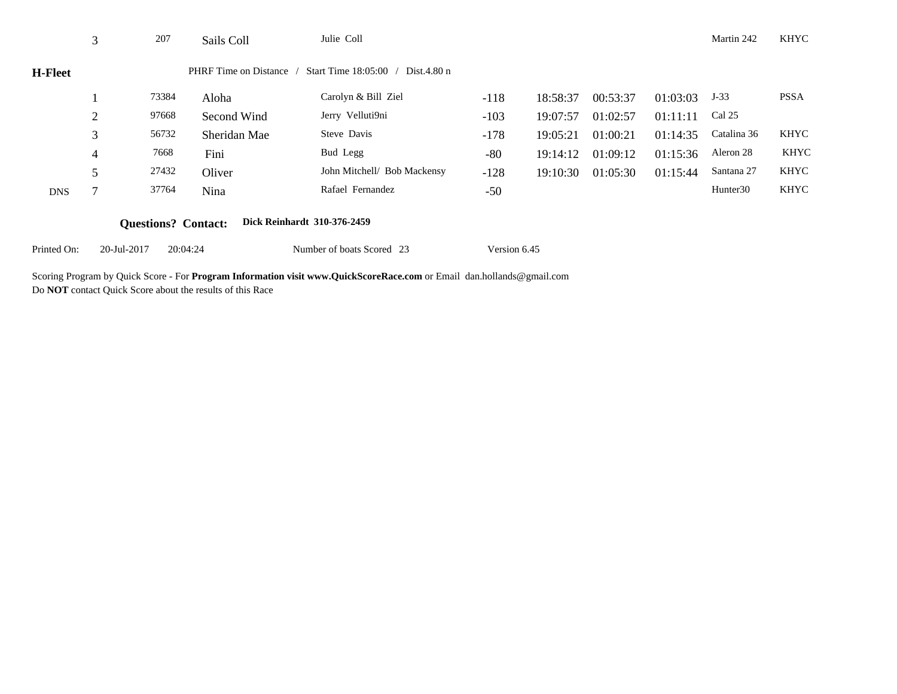| | | | | | | | | | | | |
|---|---|---|---|---|---|---|---|---|---|---|---|
| | 3 | 207 | Sails Coll | Julie Coll | | | | | | Martin 242 | KHYC |

**H-Fleet** PHRF Time on Distance / Start Time 18:05:00 / Dist.4.80 n

| | | | | | | | | | | | |
|---|---|---|---|---|---|---|---|---|---|---|---|
| | 1 | 73384 | Aloha | Carolyn & Bill Ziel | -118 | 18:58:37 | 00:53:37 | 01:03:03 | J-33 | PSSA |
| | 2 | 97668 | Second Wind | Jerry Velluti9ni | -103 | 19:07:57 | 01:02:57 | 01:11:11 | Cal 25 | |
| | 3 | 56732 | Sheridan Mae | Steve Davis | -178 | 19:05:21 | 01:00:21 | 01:14:35 | Catalina 36 | KHYC |
| | 4 | 7668 | Fini | Bud Legg | -80 | 19:14:12 | 01:09:12 | 01:15:36 | Aleron 28 | KHYC |
| | 5 | 27432 | Oliver | John Mitchell/ Bob Mackensy | -128 | 19:10:30 | 01:05:30 | 01:15:44 | Santana 27 | KHYC |
| DNS | 7 | 37764 | Nina | Rafael Fernandez | -50 | | | | Hunter30 | KHYC |

**Questions? Contact:** **Dick Reinhardt 310-376-2459**

Printed On: 20-Jul-2017 20:04:24 Number of boats Scored 23 Version 6.45

Scoring Program by Quick Score - For **Program Information visit www.QuickScoreRace.com** or Email dan.hollands@gmail.com
Do **NOT** contact Quick Score about the results of this Race